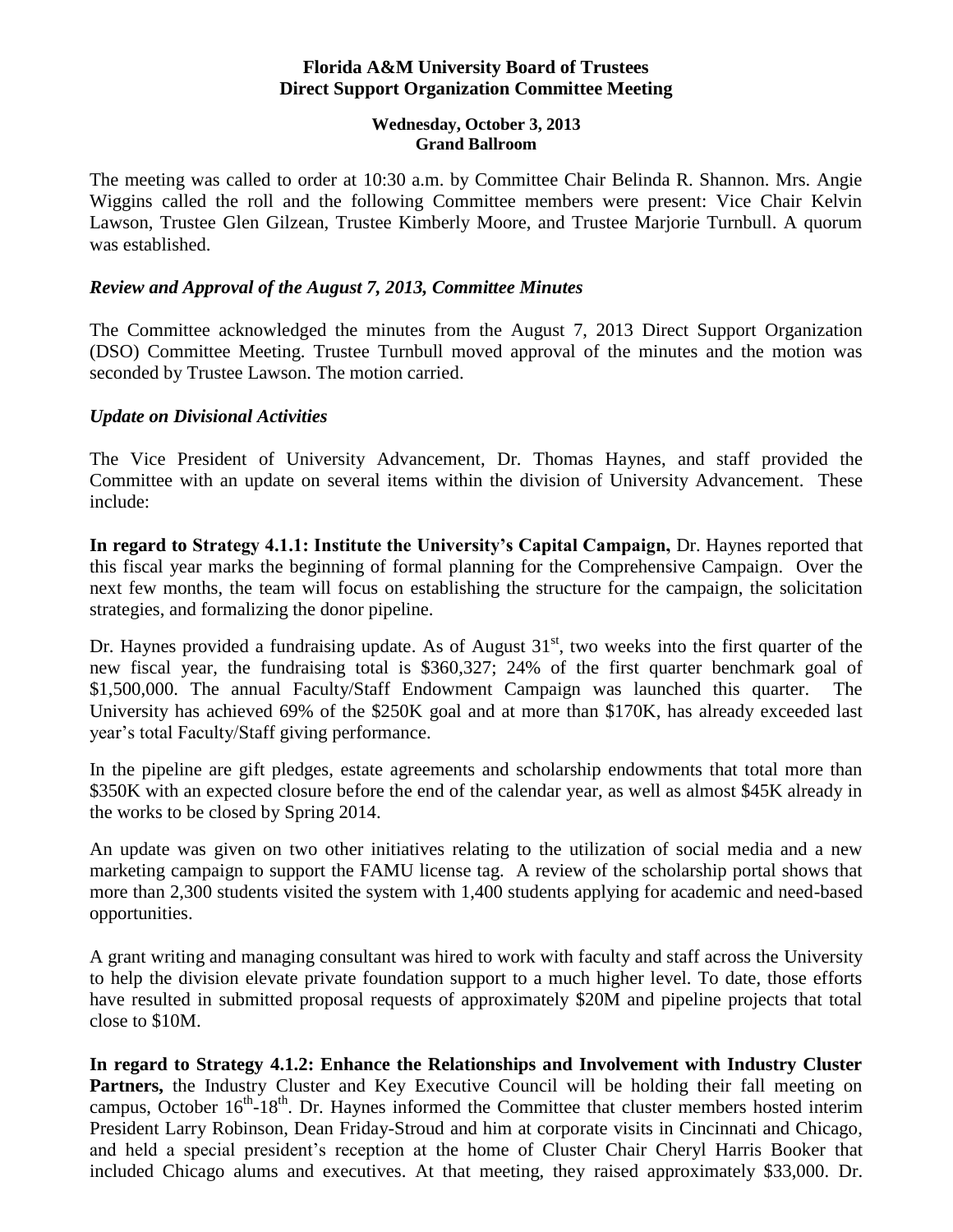# Florida A&M University Board of Trustees
# Direct Support Organization Committee Meeting

**Wednesday, October 3, 2013**
**Grand Ballroom**

The meeting was called to order at 10:30 a.m. by Committee Chair Belinda R. Shannon. Mrs. Angie Wiggins called the roll and the following Committee members were present: Vice Chair Kelvin Lawson, Trustee Glen Gilzean, Trustee Kimberly Moore, and Trustee Marjorie Turnbull. A quorum was established.

### *Review and Approval of the August 7, 2013, Committee Minutes*

The Committee acknowledged the minutes from the August 7, 2013 Direct Support Organization (DSO) Committee Meeting. Trustee Turnbull moved approval of the minutes and the motion was seconded by Trustee Lawson. The motion carried.

### *Update on Divisional Activities*

The Vice President of University Advancement, Dr. Thomas Haynes, and staff provided the Committee with an update on several items within the division of University Advancement. These include:

**In regard to Strategy 4.1.1: Institute the University's Capital Campaign,** Dr. Haynes reported that this fiscal year marks the beginning of formal planning for the Comprehensive Campaign. Over the next few months, the team will focus on establishing the structure for the campaign, the solicitation strategies, and formalizing the donor pipeline.

Dr. Haynes provided a fundraising update. As of August 31st, two weeks into the first quarter of the new fiscal year, the fundraising total is $360,327; 24% of the first quarter benchmark goal of $1,500,000. The annual Faculty/Staff Endowment Campaign was launched this quarter. The University has achieved 69% of the $250K goal and at more than $170K, has already exceeded last year's total Faculty/Staff giving performance.

In the pipeline are gift pledges, estate agreements and scholarship endowments that total more than $350K with an expected closure before the end of the calendar year, as well as almost $45K already in the works to be closed by Spring 2014.

An update was given on two other initiatives relating to the utilization of social media and a new marketing campaign to support the FAMU license tag. A review of the scholarship portal shows that more than 2,300 students visited the system with 1,400 students applying for academic and need-based opportunities.

A grant writing and managing consultant was hired to work with faculty and staff across the University to help the division elevate private foundation support to a much higher level. To date, those efforts have resulted in submitted proposal requests of approximately $20M and pipeline projects that total close to $10M.

**In regard to Strategy 4.1.2: Enhance the Relationships and Involvement with Industry Cluster Partners,** the Industry Cluster and Key Executive Council will be holding their fall meeting on campus, October 16th-18th. Dr. Haynes informed the Committee that cluster members hosted interim President Larry Robinson, Dean Friday-Stroud and him at corporate visits in Cincinnati and Chicago, and held a special president's reception at the home of Cluster Chair Cheryl Harris Booker that included Chicago alums and executives. At that meeting, they raised approximately $33,000. Dr.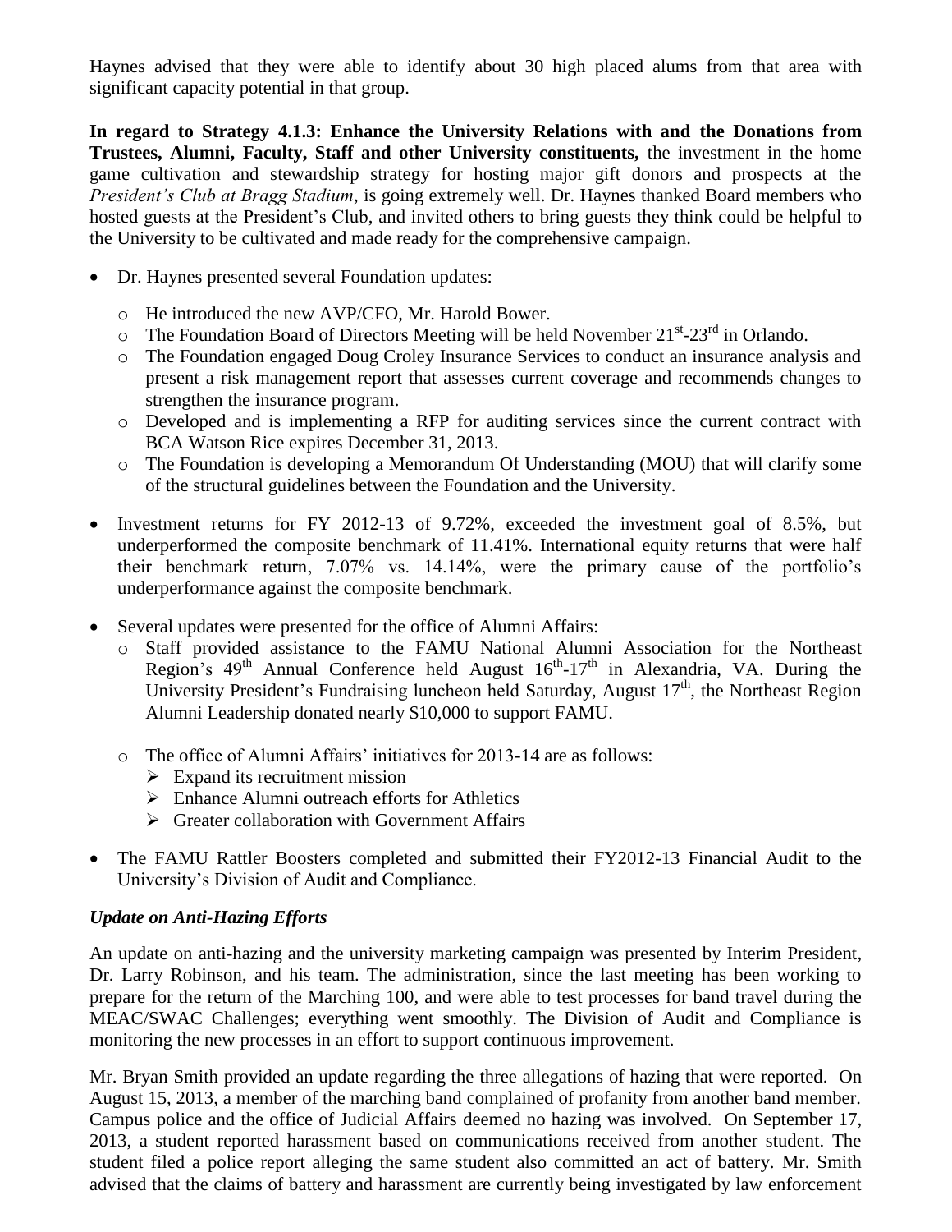Haynes advised that they were able to identify about 30 high placed alums from that area with significant capacity potential in that group.

**In regard to Strategy 4.1.3: Enhance the University Relations with and the Donations from Trustees, Alumni, Faculty, Staff and other University constituents,** the investment in the home game cultivation and stewardship strategy for hosting major gift donors and prospects at the *President's Club at Bragg Stadium*, is going extremely well. Dr. Haynes thanked Board members who hosted guests at the President's Club, and invited others to bring guests they think could be helpful to the University to be cultivated and made ready for the comprehensive campaign.

- Dr. Haynes presented several Foundation updates:
  - He introduced the new AVP/CFO, Mr. Harold Bower.
  - The Foundation Board of Directors Meeting will be held November 21st-23rd in Orlando.
  - The Foundation engaged Doug Croley Insurance Services to conduct an insurance analysis and present a risk management report that assesses current coverage and recommends changes to strengthen the insurance program.
  - Developed and is implementing a RFP for auditing services since the current contract with BCA Watson Rice expires December 31, 2013.
  - The Foundation is developing a Memorandum Of Understanding (MOU) that will clarify some of the structural guidelines between the Foundation and the University.
- Investment returns for FY 2012-13 of 9.72%, exceeded the investment goal of 8.5%, but underperformed the composite benchmark of 11.41%. International equity returns that were half their benchmark return, 7.07% vs. 14.14%, were the primary cause of the portfolio's underperformance against the composite benchmark.
- Several updates were presented for the office of Alumni Affairs:
  - Staff provided assistance to the FAMU National Alumni Association for the Northeast Region's 49th Annual Conference held August 16th-17th in Alexandria, VA. During the University President's Fundraising luncheon held Saturday, August 17th, the Northeast Region Alumni Leadership donated nearly $10,000 to support FAMU.
  - The office of Alumni Affairs' initiatives for 2013-14 are as follows:
    - Expand its recruitment mission
    - Enhance Alumni outreach efforts for Athletics
    - Greater collaboration with Government Affairs
- The FAMU Rattler Boosters completed and submitted their FY2012-13 Financial Audit to the University's Division of Audit and Compliance.

### *Update on Anti-Hazing Efforts*

An update on anti-hazing and the university marketing campaign was presented by Interim President, Dr. Larry Robinson, and his team. The administration, since the last meeting has been working to prepare for the return of the Marching 100, and were able to test processes for band travel during the MEAC/SWAC Challenges; everything went smoothly. The Division of Audit and Compliance is monitoring the new processes in an effort to support continuous improvement.

Mr. Bryan Smith provided an update regarding the three allegations of hazing that were reported. On August 15, 2013, a member of the marching band complained of profanity from another band member. Campus police and the office of Judicial Affairs deemed no hazing was involved. On September 17, 2013, a student reported harassment based on communications received from another student. The student filed a police report alleging the same student also committed an act of battery. Mr. Smith advised that the claims of battery and harassment are currently being investigated by law enforcement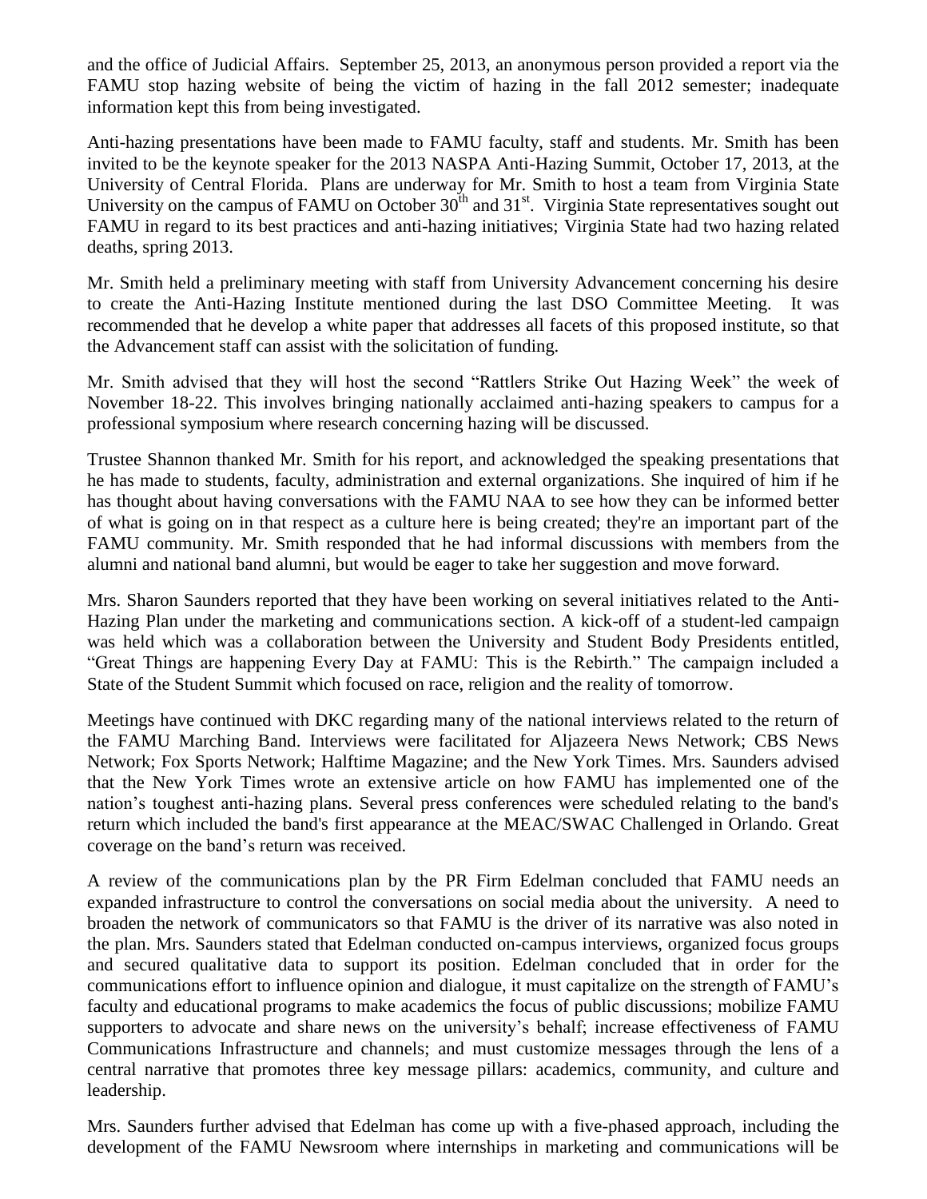and the office of Judicial Affairs. September 25, 2013, an anonymous person provided a report via the FAMU stop hazing website of being the victim of hazing in the fall 2012 semester; inadequate information kept this from being investigated.

Anti-hazing presentations have been made to FAMU faculty, staff and students. Mr. Smith has been invited to be the keynote speaker for the 2013 NASPA Anti-Hazing Summit, October 17, 2013, at the University of Central Florida. Plans are underway for Mr. Smith to host a team from Virginia State University on the campus of FAMU on October 30th and 31st. Virginia State representatives sought out FAMU in regard to its best practices and anti-hazing initiatives; Virginia State had two hazing related deaths, spring 2013.

Mr. Smith held a preliminary meeting with staff from University Advancement concerning his desire to create the Anti-Hazing Institute mentioned during the last DSO Committee Meeting. It was recommended that he develop a white paper that addresses all facets of this proposed institute, so that the Advancement staff can assist with the solicitation of funding.

Mr. Smith advised that they will host the second "Rattlers Strike Out Hazing Week" the week of November 18-22. This involves bringing nationally acclaimed anti-hazing speakers to campus for a professional symposium where research concerning hazing will be discussed.

Trustee Shannon thanked Mr. Smith for his report, and acknowledged the speaking presentations that he has made to students, faculty, administration and external organizations. She inquired of him if he has thought about having conversations with the FAMU NAA to see how they can be informed better of what is going on in that respect as a culture here is being created; they're an important part of the FAMU community. Mr. Smith responded that he had informal discussions with members from the alumni and national band alumni, but would be eager to take her suggestion and move forward.

Mrs. Sharon Saunders reported that they have been working on several initiatives related to the Anti-Hazing Plan under the marketing and communications section. A kick-off of a student-led campaign was held which was a collaboration between the University and Student Body Presidents entitled, "Great Things are happening Every Day at FAMU: This is the Rebirth." The campaign included a State of the Student Summit which focused on race, religion and the reality of tomorrow.

Meetings have continued with DKC regarding many of the national interviews related to the return of the FAMU Marching Band. Interviews were facilitated for Aljazeera News Network; CBS News Network; Fox Sports Network; Halftime Magazine; and the New York Times. Mrs. Saunders advised that the New York Times wrote an extensive article on how FAMU has implemented one of the nation's toughest anti-hazing plans. Several press conferences were scheduled relating to the band's return which included the band's first appearance at the MEAC/SWAC Challenged in Orlando. Great coverage on the band's return was received.

A review of the communications plan by the PR Firm Edelman concluded that FAMU needs an expanded infrastructure to control the conversations on social media about the university. A need to broaden the network of communicators so that FAMU is the driver of its narrative was also noted in the plan. Mrs. Saunders stated that Edelman conducted on-campus interviews, organized focus groups and secured qualitative data to support its position. Edelman concluded that in order for the communications effort to influence opinion and dialogue, it must capitalize on the strength of FAMU's faculty and educational programs to make academics the focus of public discussions; mobilize FAMU supporters to advocate and share news on the university's behalf; increase effectiveness of FAMU Communications Infrastructure and channels; and must customize messages through the lens of a central narrative that promotes three key message pillars: academics, community, and culture and leadership.

Mrs. Saunders further advised that Edelman has come up with a five-phased approach, including the development of the FAMU Newsroom where internships in marketing and communications will be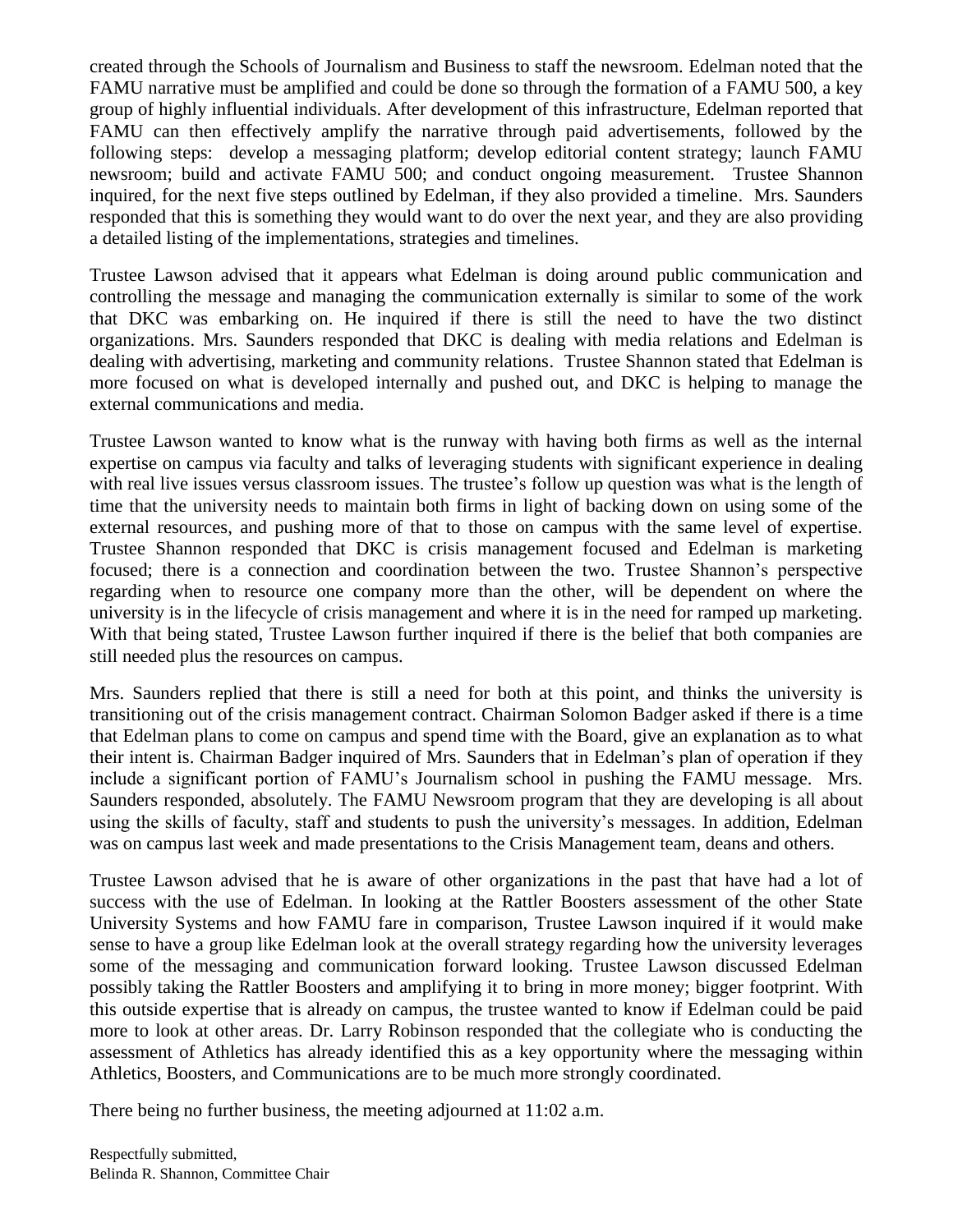created through the Schools of Journalism and Business to staff the newsroom. Edelman noted that the FAMU narrative must be amplified and could be done so through the formation of a FAMU 500, a key group of highly influential individuals. After development of this infrastructure, Edelman reported that FAMU can then effectively amplify the narrative through paid advertisements, followed by the following steps: develop a messaging platform; develop editorial content strategy; launch FAMU newsroom; build and activate FAMU 500; and conduct ongoing measurement. Trustee Shannon inquired, for the next five steps outlined by Edelman, if they also provided a timeline. Mrs. Saunders responded that this is something they would want to do over the next year, and they are also providing a detailed listing of the implementations, strategies and timelines.

Trustee Lawson advised that it appears what Edelman is doing around public communication and controlling the message and managing the communication externally is similar to some of the work that DKC was embarking on. He inquired if there is still the need to have the two distinct organizations. Mrs. Saunders responded that DKC is dealing with media relations and Edelman is dealing with advertising, marketing and community relations. Trustee Shannon stated that Edelman is more focused on what is developed internally and pushed out, and DKC is helping to manage the external communications and media.

Trustee Lawson wanted to know what is the runway with having both firms as well as the internal expertise on campus via faculty and talks of leveraging students with significant experience in dealing with real live issues versus classroom issues. The trustee's follow up question was what is the length of time that the university needs to maintain both firms in light of backing down on using some of the external resources, and pushing more of that to those on campus with the same level of expertise. Trustee Shannon responded that DKC is crisis management focused and Edelman is marketing focused; there is a connection and coordination between the two. Trustee Shannon's perspective regarding when to resource one company more than the other, will be dependent on where the university is in the lifecycle of crisis management and where it is in the need for ramped up marketing. With that being stated, Trustee Lawson further inquired if there is the belief that both companies are still needed plus the resources on campus.

Mrs. Saunders replied that there is still a need for both at this point, and thinks the university is transitioning out of the crisis management contract. Chairman Solomon Badger asked if there is a time that Edelman plans to come on campus and spend time with the Board, give an explanation as to what their intent is. Chairman Badger inquired of Mrs. Saunders that in Edelman's plan of operation if they include a significant portion of FAMU's Journalism school in pushing the FAMU message. Mrs. Saunders responded, absolutely. The FAMU Newsroom program that they are developing is all about using the skills of faculty, staff and students to push the university's messages. In addition, Edelman was on campus last week and made presentations to the Crisis Management team, deans and others.

Trustee Lawson advised that he is aware of other organizations in the past that have had a lot of success with the use of Edelman. In looking at the Rattler Boosters assessment of the other State University Systems and how FAMU fare in comparison, Trustee Lawson inquired if it would make sense to have a group like Edelman look at the overall strategy regarding how the university leverages some of the messaging and communication forward looking. Trustee Lawson discussed Edelman possibly taking the Rattler Boosters and amplifying it to bring in more money; bigger footprint. With this outside expertise that is already on campus, the trustee wanted to know if Edelman could be paid more to look at other areas. Dr. Larry Robinson responded that the collegiate who is conducting the assessment of Athletics has already identified this as a key opportunity where the messaging within Athletics, Boosters, and Communications are to be much more strongly coordinated.

There being no further business, the meeting adjourned at 11:02 a.m.

Respectfully submitted,
Belinda R. Shannon, Committee Chair